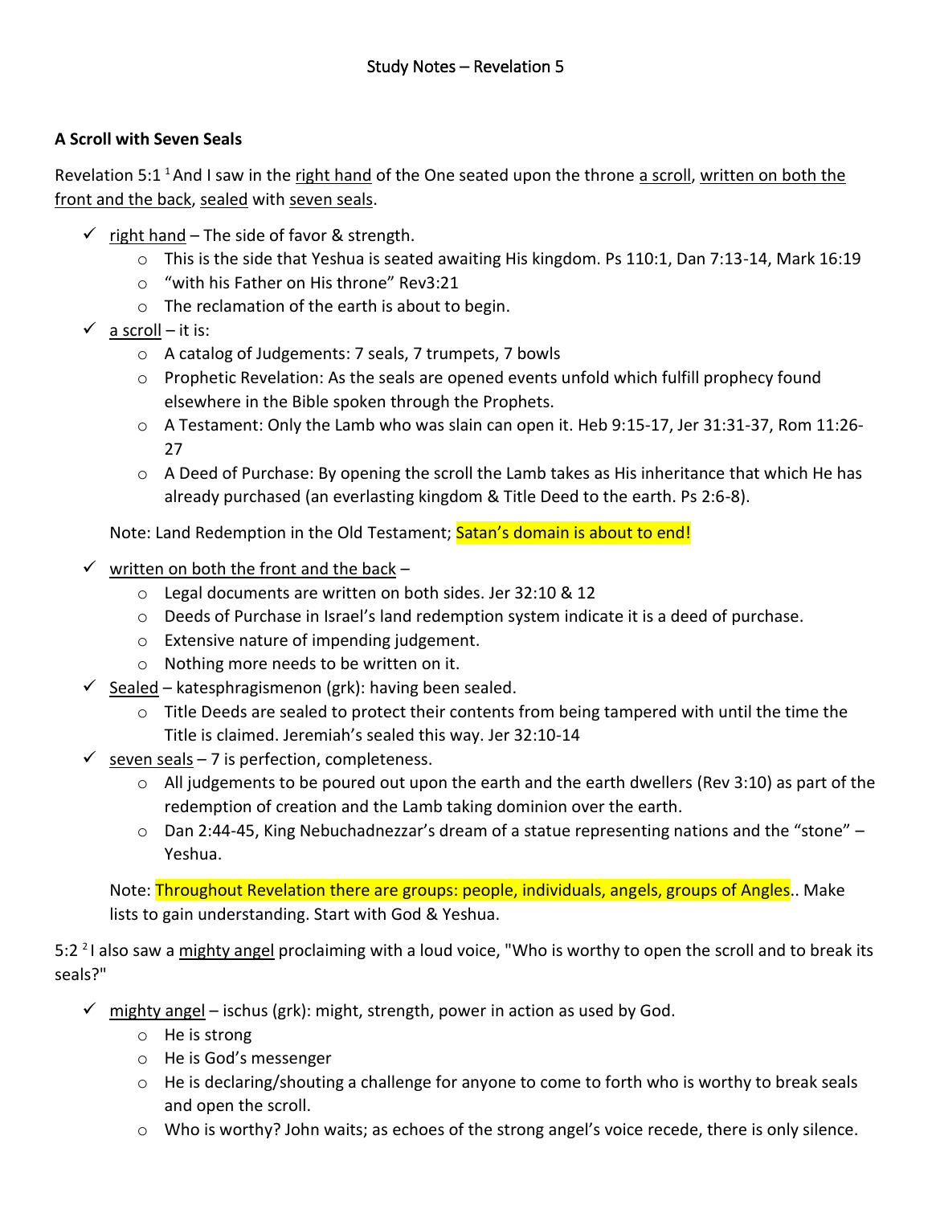Study Notes – Revelation 5

**A Scroll with Seven Seals**

Revelation 5:1 [1] And I saw in the <u>right hand</u> of the One seated upon the throne <u>a scroll</u>, <u>written on both the front and the back</u>, <u>sealed</u> with <u>seven seals</u>.

- ✓ <u>right hand</u> – The side of favor & strength.
  - This is the side that Yeshua is seated awaiting His kingdom. Ps 110:1, Dan 7:13-14, Mark 16:19
  - "with his Father on His throne" Rev3:21
  - The reclamation of the earth is about to begin.
- ✓ <u>a scroll</u> – it is:
  - A catalog of Judgements: 7 seals, 7 trumpets, 7 bowls
  - Prophetic Revelation: As the seals are opened events unfold which fulfill prophecy found elsewhere in the Bible spoken through the Prophets.
  - A Testament: Only the Lamb who was slain can open it. Heb 9:15-17, Jer 31:31-37, Rom 11:26-27
  - A Deed of Purchase: By opening the scroll the Lamb takes as His inheritance that which He has already purchased (an everlasting kingdom & Title Deed to the earth. Ps 2:6-8).

Note: Land Redemption in the Old Testament; <mark>Satan's domain is about to end!</mark>

- ✓ <u>written on both the front and the back</u> –
  - Legal documents are written on both sides. Jer 32:10 & 12
  - Deeds of Purchase in Israel's land redemption system indicate it is a deed of purchase.
  - Extensive nature of impending judgement.
  - Nothing more needs to be written on it.
- ✓ <u>Sealed</u> – katesphragismenon (grk): having been sealed.
  - Title Deeds are sealed to protect their contents from being tampered with until the time the Title is claimed. Jeremiah's sealed this way. Jer 32:10-14
- ✓ <u>seven seals</u> – 7 is perfection, completeness.
  - All judgements to be poured out upon the earth and the earth dwellers (Rev 3:10) as part of the redemption of creation and the Lamb taking dominion over the earth.
  - Dan 2:44-45, King Nebuchadnezzar's dream of a statue representing nations and the "stone" – Yeshua.

Note: <mark>Throughout Revelation there are groups: people, individuals, angels, groups of Angles</mark>.. Make lists to gain understanding. Start with God & Yeshua.

5:2 [2] I also saw a <u>mighty angel</u> proclaiming with a loud voice, "Who is worthy to open the scroll and to break its seals?"

- ✓ <u>mighty angel</u> – ischus (grk): might, strength, power in action as used by God.
  - He is strong
  - He is God's messenger
  - He is declaring/shouting a challenge for anyone to come to forth who is worthy to break seals and open the scroll.
  - Who is worthy? John waits; as echoes of the strong angel's voice recede, there is only silence.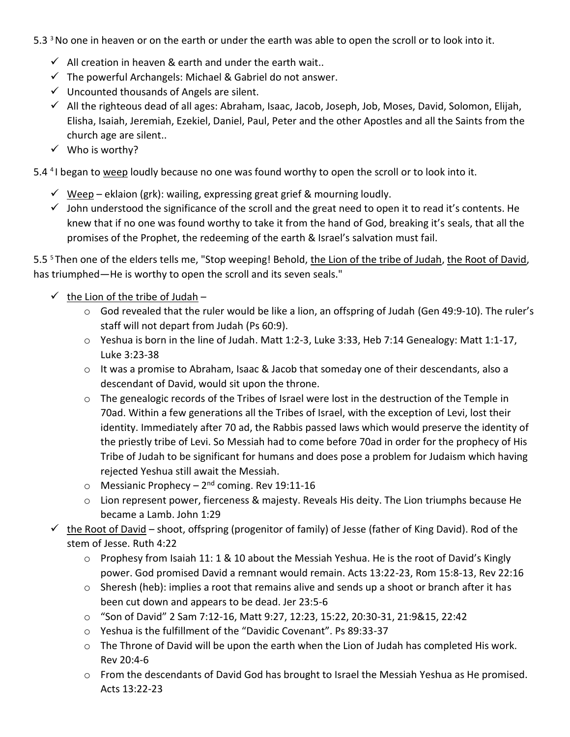5.3 [3] No one in heaven or on the earth or under the earth was able to open the scroll or to look into it.

- ✓ All creation in heaven & earth and under the earth wait..
- ✓ The powerful Archangels: Michael & Gabriel do not answer.
- ✓ Uncounted thousands of Angels are silent.
- ✓ All the righteous dead of all ages: Abraham, Isaac, Jacob, Joseph, Job, Moses, David, Solomon, Elijah, Elisha, Isaiah, Jeremiah, Ezekiel, Daniel, Paul, Peter and the other Apostles and all the Saints from the church age are silent..
- ✓ Who is worthy?

5.4 [4] I began to <u>weep</u> loudly because no one was found worthy to open the scroll or to look into it.

- ✓ <u>Weep</u> – eklaion (grk): wailing, expressing great grief & mourning loudly.
- ✓ John understood the significance of the scroll and the great need to open it to read it's contents. He knew that if no one was found worthy to take it from the hand of God, breaking it's seals, that all the promises of the Prophet, the redeeming of the earth & Israel's salvation must fail.

5.5 [5] Then one of the elders tells me, "Stop weeping! Behold, <u>the Lion of the tribe of Judah</u>, <u>the Root of David</u>, has triumphed—He is worthy to open the scroll and its seven seals."

- ✓ <u>the Lion of the tribe of Judah</u> –
  - God revealed that the ruler would be like a lion, an offspring of Judah (Gen 49:9-10). The ruler's staff will not depart from Judah (Ps 60:9).
  - Yeshua is born in the line of Judah. Matt 1:2-3, Luke 3:33, Heb 7:14 Genealogy: Matt 1:1-17, Luke 3:23-38
  - It was a promise to Abraham, Isaac & Jacob that someday one of their descendants, also a descendant of David, would sit upon the throne.
  - The genealogic records of the Tribes of Israel were lost in the destruction of the Temple in 70ad. Within a few generations all the Tribes of Israel, with the exception of Levi, lost their identity. Immediately after 70 ad, the Rabbis passed laws which would preserve the identity of the priestly tribe of Levi. So Messiah had to come before 70ad in order for the prophecy of His Tribe of Judah to be significant for humans and does pose a problem for Judaism which having rejected Yeshua still await the Messiah.
  - Messianic Prophecy – 2nd coming. Rev 19:11-16
  - Lion represent power, fierceness & majesty. Reveals His deity. The Lion triumphs because He became a Lamb. John 1:29
- ✓ <u>the Root of David</u> – shoot, offspring (progenitor of family) of Jesse (father of King David). Rod of the stem of Jesse. Ruth 4:22
  - Prophesy from Isaiah 11: 1 & 10 about the Messiah Yeshua. He is the root of David's Kingly power. God promised David a remnant would remain. Acts 13:22-23, Rom 15:8-13, Rev 22:16
  - Sheresh (heb): implies a root that remains alive and sends up a shoot or branch after it has been cut down and appears to be dead. Jer 23:5-6
  - "Son of David" 2 Sam 7:12-16, Matt 9:27, 12:23, 15:22, 20:30-31, 21:9&15, 22:42
  - Yeshua is the fulfillment of the "Davidic Covenant". Ps 89:33-37
  - The Throne of David will be upon the earth when the Lion of Judah has completed His work. Rev 20:4-6
  - From the descendants of David God has brought to Israel the Messiah Yeshua as He promised. Acts 13:22-23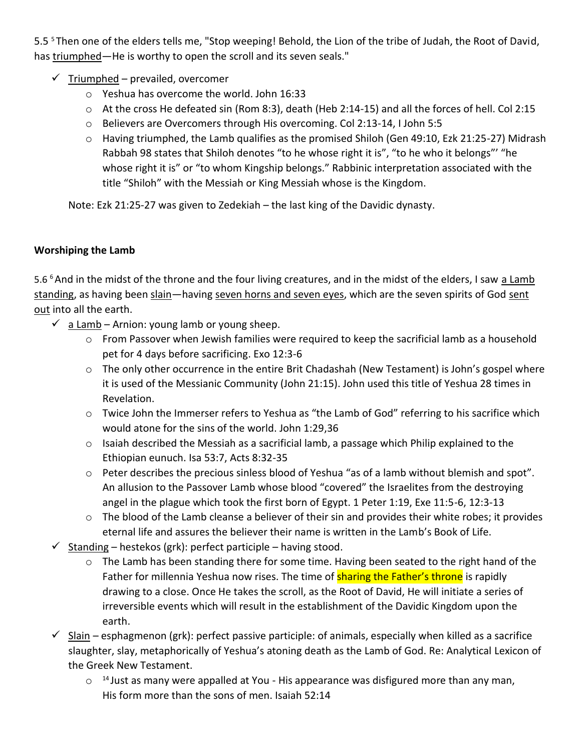5.5 [5] Then one of the elders tells me, "Stop weeping! Behold, the Lion of the tribe of Judah, the Root of David, has <u>triumphed</u>—He is worthy to open the scroll and its seven seals."

- ✓ <u>Triumphed</u> – prevailed, overcomer
  - Yeshua has overcome the world. John 16:33
  - At the cross He defeated sin (Rom 8:3), death (Heb 2:14-15) and all the forces of hell. Col 2:15
  - Believers are Overcomers through His overcoming. Col 2:13-14, I John 5:5
  - Having triumphed, the Lamb qualifies as the promised Shiloh (Gen 49:10, Ezk 21:25-27) Midrash Rabbah 98 states that Shiloh denotes "to he whose right it is", "to he who it belongs"' "he whose right it is" or "to whom Kingship belongs." Rabbinic interpretation associated with the title "Shiloh" with the Messiah or King Messiah whose is the Kingdom.

Note: Ezk 21:25-27 was given to Zedekiah – the last king of the Davidic dynasty.

**Worshiping the Lamb**

5.6 [6] And in the midst of the throne and the four living creatures, and in the midst of the elders, I saw <u>a Lamb standing</u>, as having been <u>slain</u>—having <u>seven horns and seven eyes</u>, which are the seven spirits of God <u>sent out</u> into all the earth.

- ✓ <u>a Lamb</u> – Arnion: young lamb or young sheep.
  - From Passover when Jewish families were required to keep the sacrificial lamb as a household pet for 4 days before sacrificing. Exo 12:3-6
  - The only other occurrence in the entire Brit Chadashah (New Testament) is John's gospel where it is used of the Messianic Community (John 21:15). John used this title of Yeshua 28 times in Revelation.
  - Twice John the Immerser refers to Yeshua as "the Lamb of God" referring to his sacrifice which would atone for the sins of the world. John 1:29,36
  - Isaiah described the Messiah as a sacrificial lamb, a passage which Philip explained to the Ethiopian eunuch. Isa 53:7, Acts 8:32-35
  - Peter describes the precious sinless blood of Yeshua "as of a lamb without blemish and spot". An allusion to the Passover Lamb whose blood "covered" the Israelites from the destroying angel in the plague which took the first born of Egypt. 1 Peter 1:19, Exe 11:5-6, 12:3-13
  - The blood of the Lamb cleanse a believer of their sin and provides their white robes; it provides eternal life and assures the believer their name is written in the Lamb's Book of Life.
- ✓ <u>Standing</u> – hestekos (grk): perfect participle – having stood.
  - The Lamb has been standing there for some time. Having been seated to the right hand of the Father for millennia Yeshua now rises. The time of sharing the Father's throne is rapidly drawing to a close. Once He takes the scroll, as the Root of David, He will initiate a series of irreversible events which will result in the establishment of the Davidic Kingdom upon the earth.
- ✓ <u>Slain</u> – esphagmenon (grk): perfect passive participle: of animals, especially when killed as a sacrifice slaughter, slay, metaphorically of Yeshua's atoning death as the Lamb of God. Re: Analytical Lexicon of the Greek New Testament.
  - [14] Just as many were appalled at You - His appearance was disfigured more than any man, His form more than the sons of men. Isaiah 52:14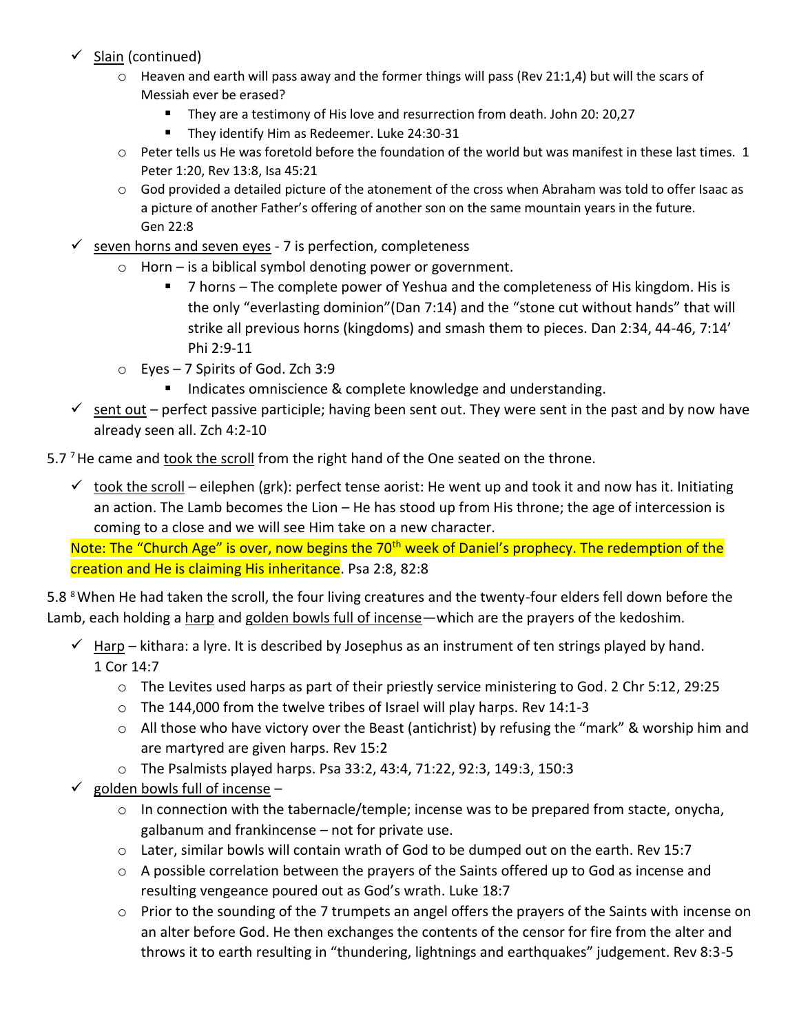- ✓ <u>Slain</u> (continued)
  - Heaven and earth will pass away and the former things will pass (Rev 21:1,4) but will the scars of Messiah ever be erased?
    - They are a testimony of His love and resurrection from death. John 20: 20,27
    - They identify Him as Redeemer. Luke 24:30-31
  - Peter tells us He was foretold before the foundation of the world but was manifest in these last times. 1 Peter 1:20, Rev 13:8, Isa 45:21
  - God provided a detailed picture of the atonement of the cross when Abraham was told to offer Isaac as a picture of another Father's offering of another son on the same mountain years in the future. Gen 22:8
- ✓ <u>seven horns and seven eyes</u> - 7 is perfection, completeness
  - Horn – is a biblical symbol denoting power or government.
    - 7 horns – The complete power of Yeshua and the completeness of His kingdom. His is the only "everlasting dominion"(Dan 7:14) and the "stone cut without hands" that will strike all previous horns (kingdoms) and smash them to pieces. Dan 2:34, 44-46, 7:14' Phi 2:9-11
  - Eyes – 7 Spirits of God. Zch 3:9
    - Indicates omniscience & complete knowledge and understanding.
- ✓ <u>sent out</u> – perfect passive participle; having been sent out. They were sent in the past and by now have already seen all. Zch 4:2-10

5.7 [7] He came and <u>took the scroll</u> from the right hand of the One seated on the throne.

- ✓ <u>took the scroll</u> – eilephen (grk): perfect tense aorist: He went up and took it and now has it. Initiating an action. The Lamb becomes the Lion – He has stood up from His throne; the age of intercession is coming to a close and we will see Him take on a new character.

Note: The "Church Age" is over, now begins the 70th week of Daniel's prophecy. The redemption of the creation and He is claiming His inheritance. Psa 2:8, 82:8

5.8 [8] When He had taken the scroll, the four living creatures and the twenty-four elders fell down before the Lamb, each holding a <u>harp</u> and <u>golden bowls full of incense</u>—which are the prayers of the kedoshim.

- ✓ <u>Harp</u> – kithara: a lyre. It is described by Josephus as an instrument of ten strings played by hand. 1 Cor 14:7
  - The Levites used harps as part of their priestly service ministering to God. 2 Chr 5:12, 29:25
  - The 144,000 from the twelve tribes of Israel will play harps. Rev 14:1-3
  - All those who have victory over the Beast (antichrist) by refusing the "mark" & worship him and are martyred are given harps. Rev 15:2
  - The Psalmists played harps. Psa 33:2, 43:4, 71:22, 92:3, 149:3, 150:3
- ✓ <u>golden bowls full of incense</u> –
  - In connection with the tabernacle/temple; incense was to be prepared from stacte, onycha, galbanum and frankincense – not for private use.
  - Later, similar bowls will contain wrath of God to be dumped out on the earth. Rev 15:7
  - A possible correlation between the prayers of the Saints offered up to God as incense and resulting vengeance poured out as God's wrath. Luke 18:7
  - Prior to the sounding of the 7 trumpets an angel offers the prayers of the Saints with incense on an alter before God. He then exchanges the contents of the censor for fire from the alter and throws it to earth resulting in "thundering, lightnings and earthquakes" judgement. Rev 8:3-5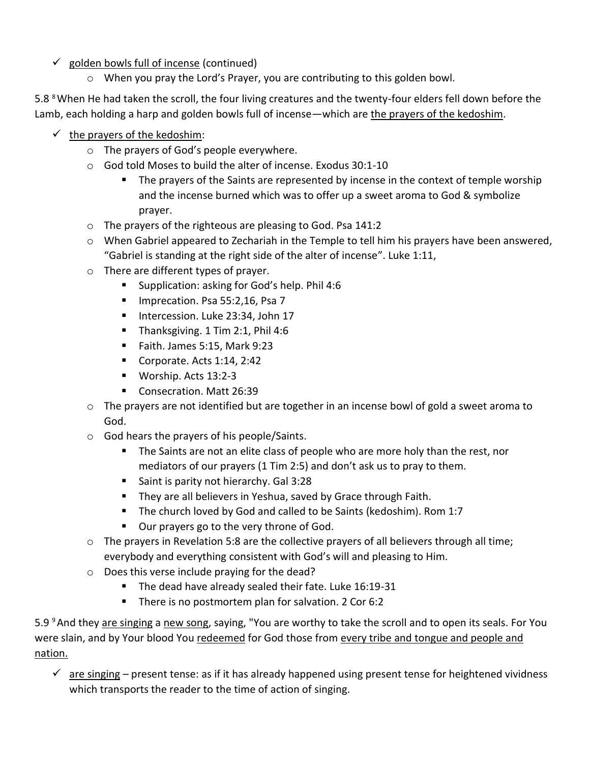- ✓ <u>golden bowls full of incense</u> (continued)
  - When you pray the Lord's Prayer, you are contributing to this golden bowl.

5.8 [8] When He had taken the scroll, the four living creatures and the twenty-four elders fell down before the Lamb, each holding a harp and golden bowls full of incense—which are <u>the prayers of the kedoshim</u>.

- ✓ <u>the prayers of the kedoshim</u>:
  - The prayers of God's people everywhere.
  - God told Moses to build the alter of incense. Exodus 30:1-10
    - The prayers of the Saints are represented by incense in the context of temple worship and the incense burned which was to offer up a sweet aroma to God & symbolize prayer.
  - The prayers of the righteous are pleasing to God. Psa 141:2
  - When Gabriel appeared to Zechariah in the Temple to tell him his prayers have been answered, "Gabriel is standing at the right side of the alter of incense". Luke 1:11,
  - There are different types of prayer.
    - Supplication: asking for God's help. Phil 4:6
    - Imprecation. Psa 55:2,16, Psa 7
    - Intercession. Luke 23:34, John 17
    - Thanksgiving. 1 Tim 2:1, Phil 4:6
    - Faith. James 5:15, Mark 9:23
    - Corporate. Acts 1:14, 2:42
    - Worship. Acts 13:2-3
    - Consecration. Matt 26:39
  - The prayers are not identified but are together in an incense bowl of gold a sweet aroma to God.
  - God hears the prayers of his people/Saints.
    - The Saints are not an elite class of people who are more holy than the rest, nor mediators of our prayers (1 Tim 2:5) and don't ask us to pray to them.
    - Saint is parity not hierarchy. Gal 3:28
    - They are all believers in Yeshua, saved by Grace through Faith.
    - The church loved by God and called to be Saints (kedoshim). Rom 1:7
    - Our prayers go to the very throne of God.
  - The prayers in Revelation 5:8 are the collective prayers of all believers through all time; everybody and everything consistent with God's will and pleasing to Him.
  - Does this verse include praying for the dead?
    - The dead have already sealed their fate. Luke 16:19-31
    - There is no postmortem plan for salvation. 2 Cor 6:2

5.9 [9] And they <u>are singing</u> a <u>new song</u>, saying, "You are worthy to take the scroll and to open its seals. For You were slain, and by Your blood You <u>redeemed</u> for God those from <u>every tribe and tongue and people and nation.</u>

- ✓ <u>are singing</u> – present tense: as if it has already happened using present tense for heightened vividness which transports the reader to the time of action of singing.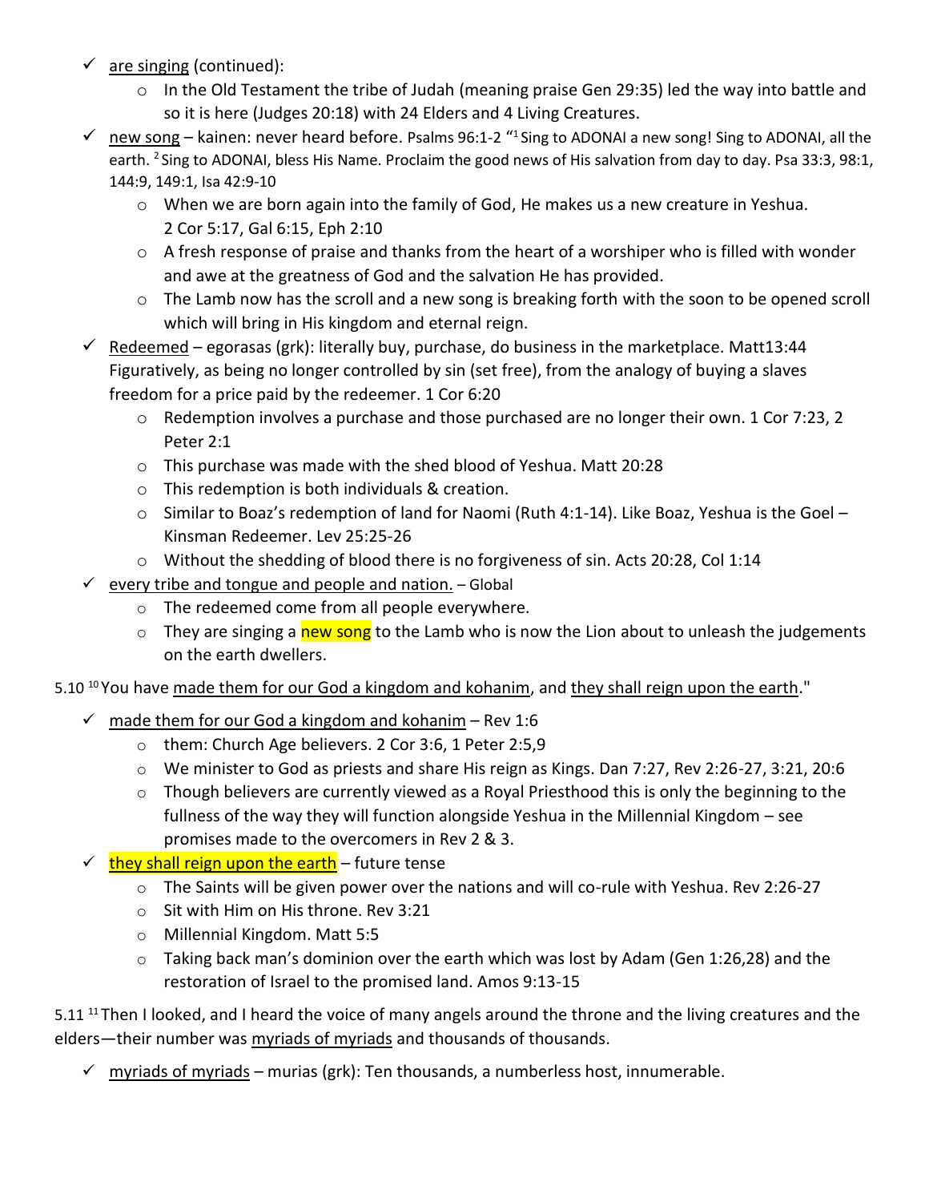- ✓ are singing (continued):
  - In the Old Testament the tribe of Judah (meaning praise Gen 29:35) led the way into battle and so it is here (Judges 20:18) with 24 Elders and 4 Living Creatures.
- ✓ new song – kainen: never heard before. Psalms 96:1-2 “[1] Sing to ADONAI a new song! Sing to ADONAI, all the earth. [2] Sing to ADONAI, bless His Name. Proclaim the good news of His salvation from day to day. Psa 33:3, 98:1, 144:9, 149:1, Isa 42:9-10
  - When we are born again into the family of God, He makes us a new creature in Yeshua. 2 Cor 5:17, Gal 6:15, Eph 2:10
  - A fresh response of praise and thanks from the heart of a worshiper who is filled with wonder and awe at the greatness of God and the salvation He has provided.
  - The Lamb now has the scroll and a new song is breaking forth with the soon to be opened scroll which will bring in His kingdom and eternal reign.
- ✓ Redeemed – egorasas (grk): literally buy, purchase, do business in the marketplace. Matt13:44 Figuratively, as being no longer controlled by sin (set free), from the analogy of buying a slaves freedom for a price paid by the redeemer. 1 Cor 6:20
  - Redemption involves a purchase and those purchased are no longer their own. 1 Cor 7:23, 2 Peter 2:1
  - This purchase was made with the shed blood of Yeshua. Matt 20:28
  - This redemption is both individuals & creation.
  - Similar to Boaz’s redemption of land for Naomi (Ruth 4:1-14). Like Boaz, Yeshua is the Goel – Kinsman Redeemer. Lev 25:25-26
  - Without the shedding of blood there is no forgiveness of sin. Acts 20:28, Col 1:14
- ✓ every tribe and tongue and people and nation. – Global
  - The redeemed come from all people everywhere.
  - They are singing a new song to the Lamb who is now the Lion about to unleash the judgements on the earth dwellers.

5.10 [10] You have made them for our God a kingdom and kohanim, and they shall reign upon the earth."

- ✓ made them for our God a kingdom and kohanim – Rev 1:6
  - them: Church Age believers. 2 Cor 3:6, 1 Peter 2:5,9
  - We minister to God as priests and share His reign as Kings. Dan 7:27, Rev 2:26-27, 3:21, 20:6
  - Though believers are currently viewed as a Royal Priesthood this is only the beginning to the fullness of the way they will function alongside Yeshua in the Millennial Kingdom – see promises made to the overcomers in Rev 2 & 3.
- ✓ they shall reign upon the earth – future tense
  - The Saints will be given power over the nations and will co-rule with Yeshua. Rev 2:26-27
  - Sit with Him on His throne. Rev 3:21
  - Millennial Kingdom. Matt 5:5
  - Taking back man’s dominion over the earth which was lost by Adam (Gen 1:26,28) and the restoration of Israel to the promised land. Amos 9:13-15

5.11 [11] Then I looked, and I heard the voice of many angels around the throne and the living creatures and the elders—their number was myriads of myriads and thousands of thousands.

- ✓ myriads of myriads – murias (grk): Ten thousands, a numberless host, innumerable.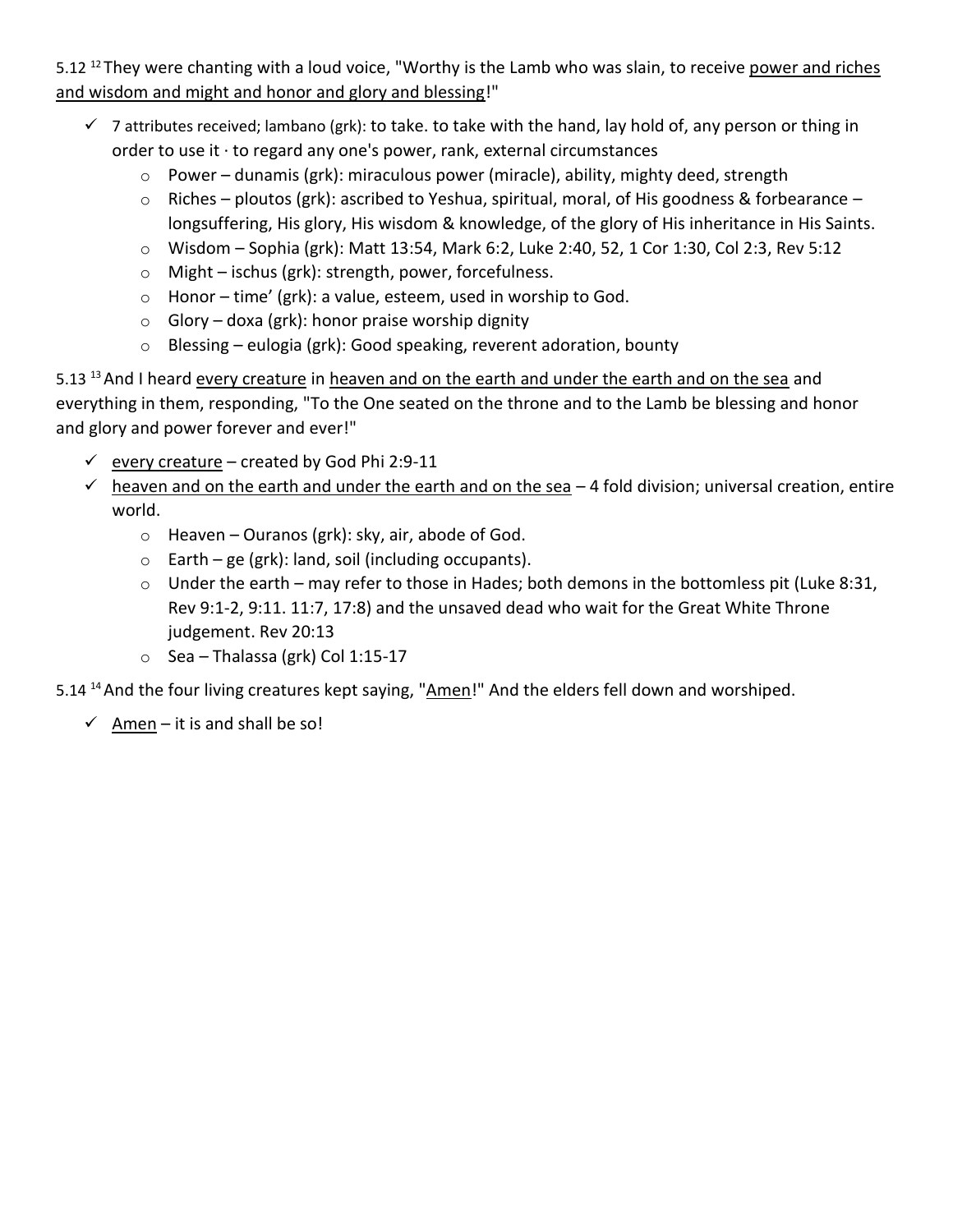5.12 [12] They were chanting with a loud voice, "Worthy is the Lamb who was slain, to receive <u>power and riches and wisdom and might and honor and glory and blessing</u>!"

- ✓ 7 attributes received; lambano (grk): to take. to take with the hand, lay hold of, any person or thing in order to use it · to regard any one's power, rank, external circumstances
  - Power – dunamis (grk): miraculous power (miracle), ability, mighty deed, strength
  - Riches – ploutos (grk): ascribed to Yeshua, spiritual, moral, of His goodness & forbearance – longsuffering, His glory, His wisdom & knowledge, of the glory of His inheritance in His Saints.
  - Wisdom – Sophia (grk): Matt 13:54, Mark 6:2, Luke 2:40, 52, 1 Cor 1:30, Col 2:3, Rev 5:12
  - Might – ischus (grk): strength, power, forcefulness.
  - Honor – time' (grk): a value, esteem, used in worship to God.
  - Glory – doxa (grk): honor praise worship dignity
  - Blessing – eulogia (grk): Good speaking, reverent adoration, bounty

5.13 [13] And I heard <u>every creature</u> in <u>heaven and on the earth and under the earth and on the sea</u> and everything in them, responding, "To the One seated on the throne and to the Lamb be blessing and honor and glory and power forever and ever!"

- ✓ <u>every creature</u> – created by God Phi 2:9-11
- ✓ <u>heaven and on the earth and under the earth and on the sea</u> – 4 fold division; universal creation, entire world.
  - Heaven – Ouranos (grk): sky, air, abode of God.
  - Earth – ge (grk): land, soil (including occupants).
  - Under the earth – may refer to those in Hades; both demons in the bottomless pit (Luke 8:31, Rev 9:1-2, 9:11. 11:7, 17:8) and the unsaved dead who wait for the Great White Throne judgement. Rev 20:13
  - Sea – Thalassa (grk) Col 1:15-17

5.14 [14] And the four living creatures kept saying, "<u>Amen</u>!" And the elders fell down and worshiped.

- ✓ <u>Amen</u> – it is and shall be so!